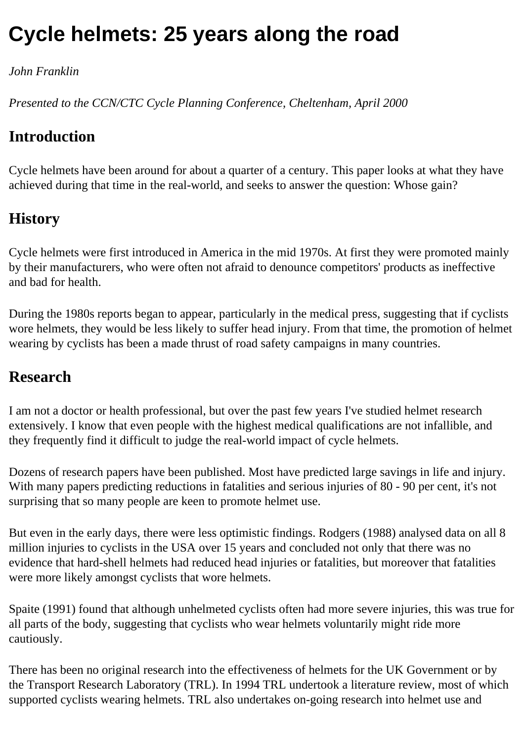# Cycle helmets: 25 years along the road

*John Franklin*

*Presented to the CCN/CTC Cycle Planning Conference, Cheltenham, April 2000*

## Introduction

Cycle helmets have been around for about a quarter of a century. This paper looks at what they have achieved during that time in the real-world, and seeks to answer the question: Whose gain?

## History

Cycle helmets were first introduced in America in the mid 1970s. At first they were promoted mainly by their manufacturers, who were often not afraid to denounce competitors' products as ineffective and bad for health.

During the 1980s reports began to appear, particularly in the medical press, suggesting that if cyclists wore helmets, they would be less likely to suffer head injury. From that time, the promotion of helmet wearing by cyclists has been a made thrust of road safety campaigns in many countries.

## Research

I am not a doctor or health professional, but over the past few years I've studied helmet research extensively. I know that even people with the highest medical qualifications are not infallible, and they frequently find it difficult to judge the real-world impact of cycle helmets.

Dozens of research papers have been published. Most have predicted large savings in life and injury. With many papers predicting reductions in fatalities and serious injuries of 80 - 90 per cent, it's not surprising that so many people are keen to promote helmet use.

But even in the early days, there were less optimistic findings. Rodgers (1988) analysed data on all 8 million injuries to cyclists in the USA over 15 years and concluded not only that there was no evidence that hard-shell helmets had reduced head injuries or fatalities, but moreover that fatalities were more likely amongst cyclists that wore helmets.

Spaite (1991) found that although unhelmeted cyclists often had more severe injuries, this was true for all parts of the body, suggesting that cyclists who wear helmets voluntarily might ride more cautiously.

There has been no original research into the effectiveness of helmets for the UK Government or by the Transport Research Laboratory (TRL). In 1994 TRL undertook a literature review, most of which supported cyclists wearing helmets. TRL also undertakes on-going research into helmet use and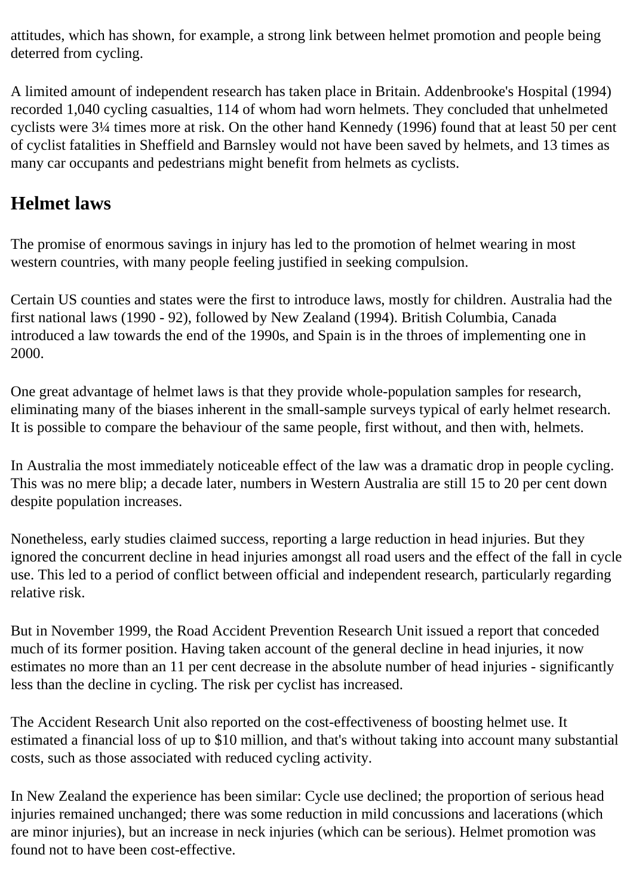attitudes, which has shown, for example, a strong link between helmet promotion and people being deterred from cycling.

A limited amount of independent research has taken place in Britain. Addenbrooke's Hospital (1994) recorded 1,040 cycling casualties, 114 of whom had worn helmets. They concluded that unhelmeted cyclists were 3¼ times more at risk. On the other hand Kennedy (1996) found that at least 50 per cent of cyclist fatalities in Sheffield and Barnsley would not have been saved by helmets, and 13 times as many car occupants and pedestrians might benefit from helmets as cyclists.

## Helmet laws

The promise of enormous savings in injury has led to the promotion of helmet wearing in most western countries, with many people feeling justified in seeking compulsion.

Certain US counties and states were the first to introduce laws, mostly for children. Australia had the first national laws (1990 - 92), followed by New Zealand (1994). British Columbia, Canada introduced a law towards the end of the 1990s, and Spain is in the throes of implementing one in 2000.

One great advantage of helmet laws is that they provide whole-population samples for research, eliminating many of the biases inherent in the small-sample surveys typical of early helmet research. It is possible to compare the behaviour of the same people, first without, and then with, helmets.

In Australia the most immediately noticeable effect of the law was a dramatic drop in people cycling. This was no mere blip; a decade later, numbers in Western Australia are still 15 to 20 per cent down despite population increases.

Nonetheless, early studies claimed success, reporting a large reduction in head injuries. But they ignored the concurrent decline in head injuries amongst all road users and the effect of the fall in cycle use. This led to a period of conflict between official and independent research, particularly regarding relative risk.

But in November 1999, the Road Accident Prevention Research Unit issued a report that conceded much of its former position. Having taken account of the general decline in head injuries, it now estimates no more than an 11 per cent decrease in the absolute number of head injuries - significantly less than the decline in cycling. The risk per cyclist has increased.

The Accident Research Unit also reported on the cost-effectiveness of boosting helmet use. It estimated a financial loss of up to $10 million, and that's without taking into account many substantial costs, such as those associated with reduced cycling activity.

In New Zealand the experience has been similar: Cycle use declined; the proportion of serious head injuries remained unchanged; there was some reduction in mild concussions and lacerations (which are minor injuries), but an increase in neck injuries (which can be serious). Helmet promotion was found not to have been cost-effective.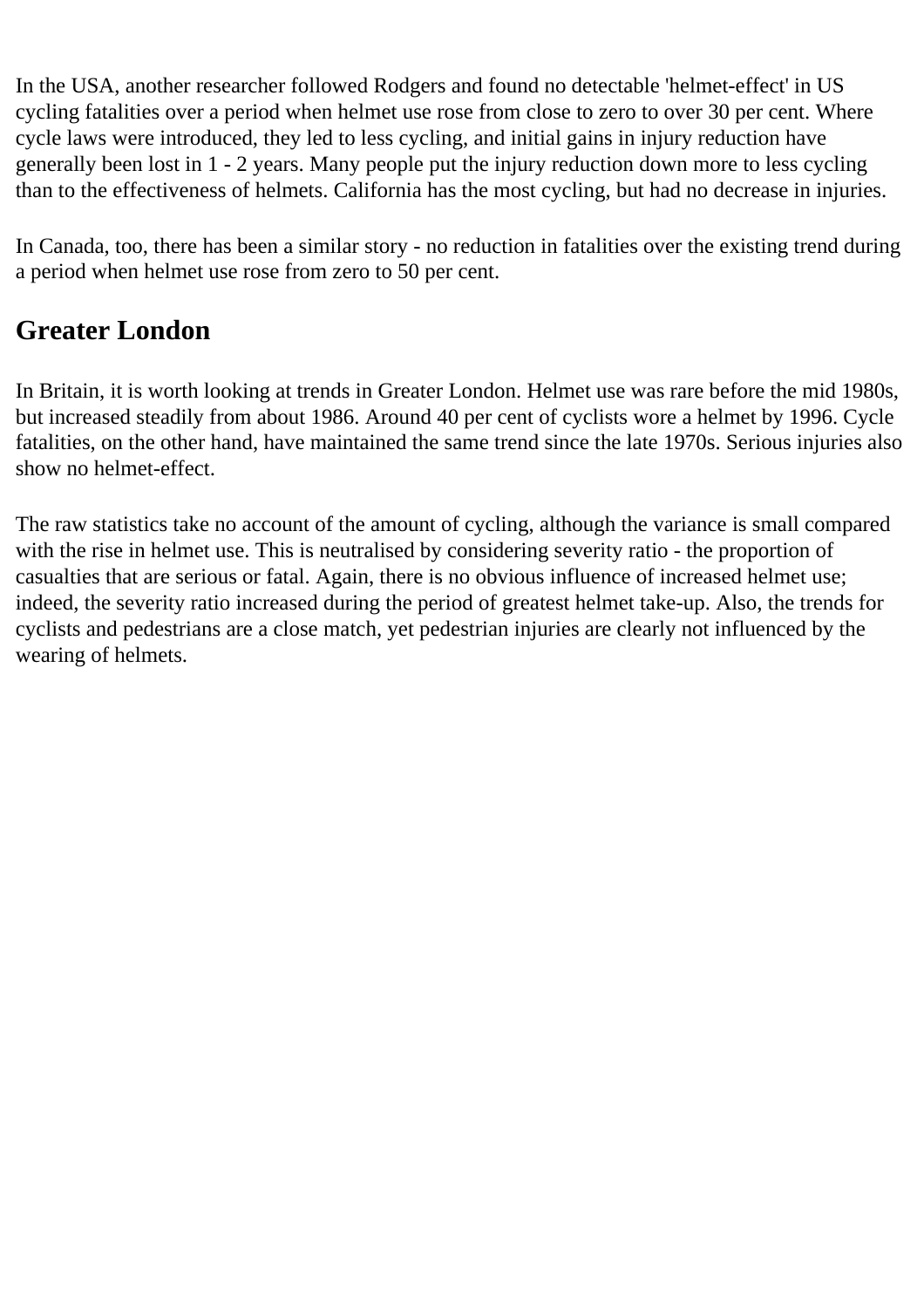In the USA, another researcher followed Rodgers and found no detectable 'helmet-effect' in US cycling fatalities over a period when helmet use rose from close to zero to over 30 per cent. Where cycle laws were introduced, they led to less cycling, and initial gains in injury reduction have generally been lost in 1 - 2 years. Many people put the injury reduction down more to less cycling than to the effectiveness of helmets. California has the most cycling, but had no decrease in injuries.

In Canada, too, there has been a similar story - no reduction in fatalities over the existing trend during a period when helmet use rose from zero to 50 per cent.

## Greater London

In Britain, it is worth looking at trends in Greater London. Helmet use was rare before the mid 1980s, but increased steadily from about 1986. Around 40 per cent of cyclists wore a helmet by 1996. Cycle fatalities, on the other hand, have maintained the same trend since the late 1970s. Serious injuries also show no helmet-effect.

The raw statistics take no account of the amount of cycling, although the variance is small compared with the rise in helmet use. This is neutralised by considering severity ratio - the proportion of casualties that are serious or fatal. Again, there is no obvious influence of increased helmet use; indeed, the severity ratio increased during the period of greatest helmet take-up. Also, the trends for cyclists and pedestrians are a close match, yet pedestrian injuries are clearly not influenced by the wearing of helmets.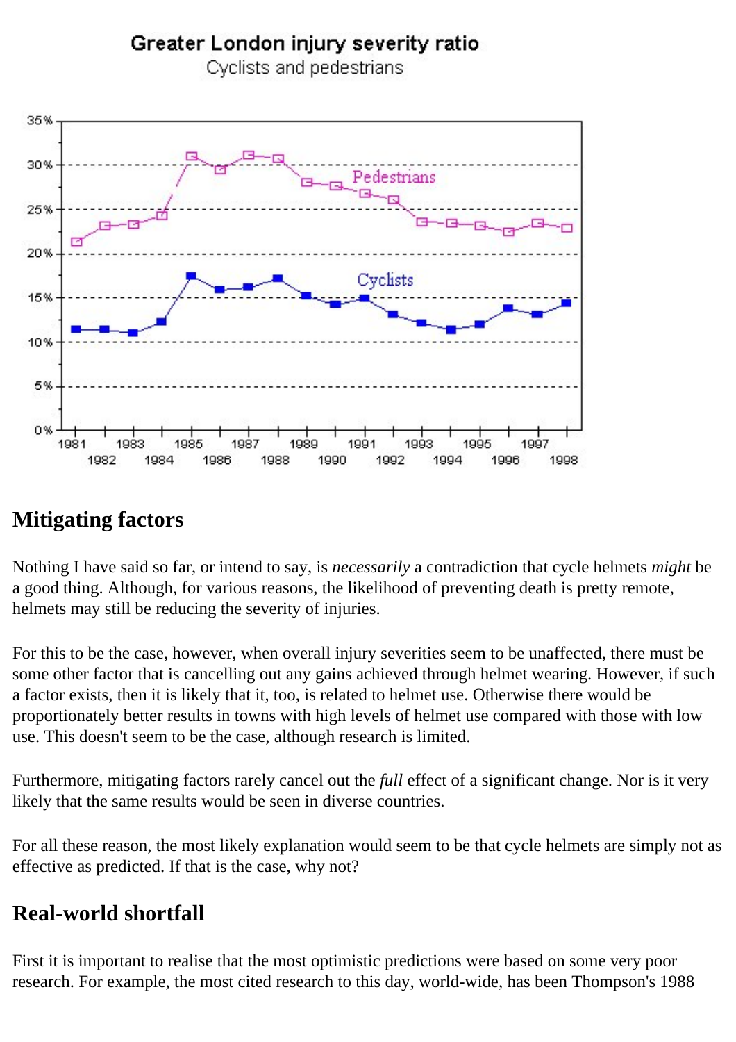Greater London injury severity ratio
Cyclists and pedestrians

## Mitigating factors

Nothing I have said so far, or intend to say, is *necessarily* a contradiction that cycle helmets *might* be a good thing. Although, for various reasons, the likelihood of preventing death is pretty remote, helmets may still be reducing the severity of injuries.

For this to be the case, however, when overall injury severities seem to be unaffected, there must be some other factor that is cancelling out any gains achieved through helmet wearing. However, if such a factor exists, then it is likely that it, too, is related to helmet use. Otherwise there would be proportionately better results in towns with high levels of helmet use compared with those with low use. This doesn't seem to be the case, although research is limited.

Furthermore, mitigating factors rarely cancel out the *full* effect of a significant change. Nor is it very likely that the same results would be seen in diverse countries.

For all these reason, the most likely explanation would seem to be that cycle helmets are simply not as effective as predicted. If that is the case, why not?

## Real-world shortfall

First it is important to realise that the most optimistic predictions were based on some very poor research. For example, the most cited research to this day, world-wide, has been Thompson's 1988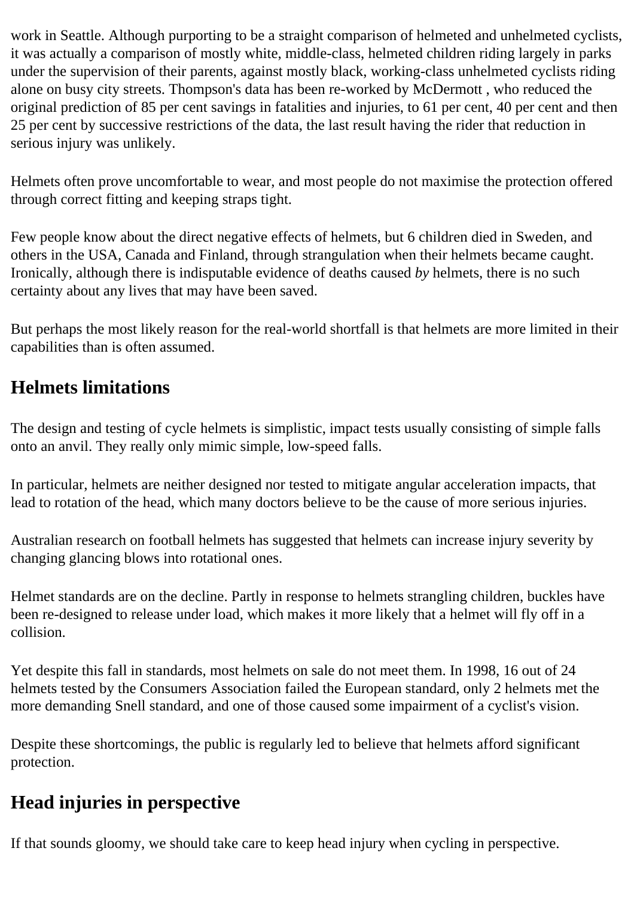work in Seattle. Although purporting to be a straight comparison of helmeted and unhelmeted cyclists, it was actually a comparison of mostly white, middle-class, helmeted children riding largely in parks under the supervision of their parents, against mostly black, working-class unhelmeted cyclists riding alone on busy city streets. Thompson's data has been re-worked by McDermott , who reduced the original prediction of 85 per cent savings in fatalities and injuries, to 61 per cent, 40 per cent and then 25 per cent by successive restrictions of the data, the last result having the rider that reduction in serious injury was unlikely.

Helmets often prove uncomfortable to wear, and most people do not maximise the protection offered through correct fitting and keeping straps tight.

Few people know about the direct negative effects of helmets, but 6 children died in Sweden, and others in the USA, Canada and Finland, through strangulation when their helmets became caught. Ironically, although there is indisputable evidence of deaths caused *by* helmets, there is no such certainty about any lives that may have been saved.

But perhaps the most likely reason for the real-world shortfall is that helmets are more limited in their capabilities than is often assumed.

## Helmets limitations

The design and testing of cycle helmets is simplistic, impact tests usually consisting of simple falls onto an anvil. They really only mimic simple, low-speed falls.

In particular, helmets are neither designed nor tested to mitigate angular acceleration impacts, that lead to rotation of the head, which many doctors believe to be the cause of more serious injuries.

Australian research on football helmets has suggested that helmets can increase injury severity by changing glancing blows into rotational ones.

Helmet standards are on the decline. Partly in response to helmets strangling children, buckles have been re-designed to release under load, which makes it more likely that a helmet will fly off in a collision.

Yet despite this fall in standards, most helmets on sale do not meet them. In 1998, 16 out of 24 helmets tested by the Consumers Association failed the European standard, only 2 helmets met the more demanding Snell standard, and one of those caused some impairment of a cyclist's vision.

Despite these shortcomings, the public is regularly led to believe that helmets afford significant protection.

## Head injuries in perspective

If that sounds gloomy, we should take care to keep head injury when cycling in perspective.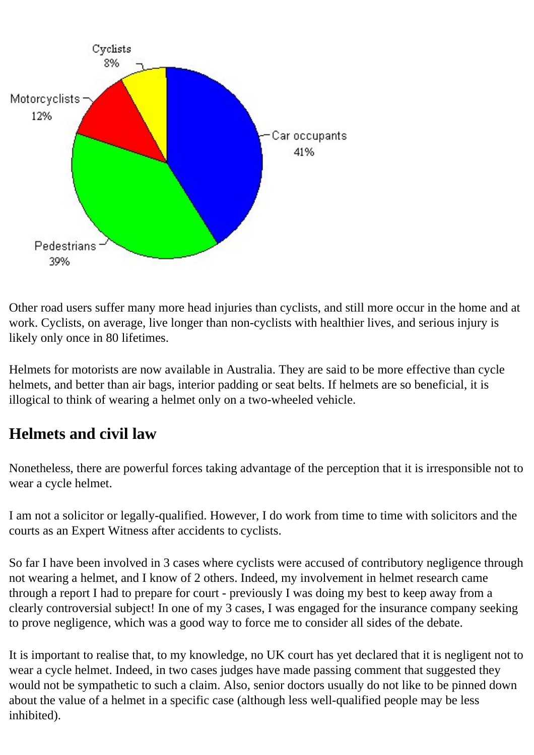Cyclists 8%

Motorcyclists 12%

Car occupants 41%

Pedestrians 39%

Other road users suffer many more head injuries than cyclists, and still more occur in the home and at work. Cyclists, on average, live longer than non-cyclists with healthier lives, and serious injury is likely only once in 80 lifetimes.

Helmets for motorists are now available in Australia. They are said to be more effective than cycle helmets, and better than air bags, interior padding or seat belts. If helmets are so beneficial, it is illogical to think of wearing a helmet only on a two-wheeled vehicle.

## Helmets and civil law

Nonetheless, there are powerful forces taking advantage of the perception that it is irresponsible not to wear a cycle helmet.

I am not a solicitor or legally-qualified. However, I do work from time to time with solicitors and the courts as an Expert Witness after accidents to cyclists.

So far I have been involved in 3 cases where cyclists were accused of contributory negligence through not wearing a helmet, and I know of 2 others. Indeed, my involvement in helmet research came through a report I had to prepare for court - previously I was doing my best to keep away from a clearly controversial subject! In one of my 3 cases, I was engaged for the insurance company seeking to prove negligence, which was a good way to force me to consider all sides of the debate.

It is important to realise that, to my knowledge, no UK court has yet declared that it is negligent not to wear a cycle helmet. Indeed, in two cases judges have made passing comment that suggested they would not be sympathetic to such a claim. Also, senior doctors usually do not like to be pinned down about the value of a helmet in a specific case (although less well-qualified people may be less inhibited).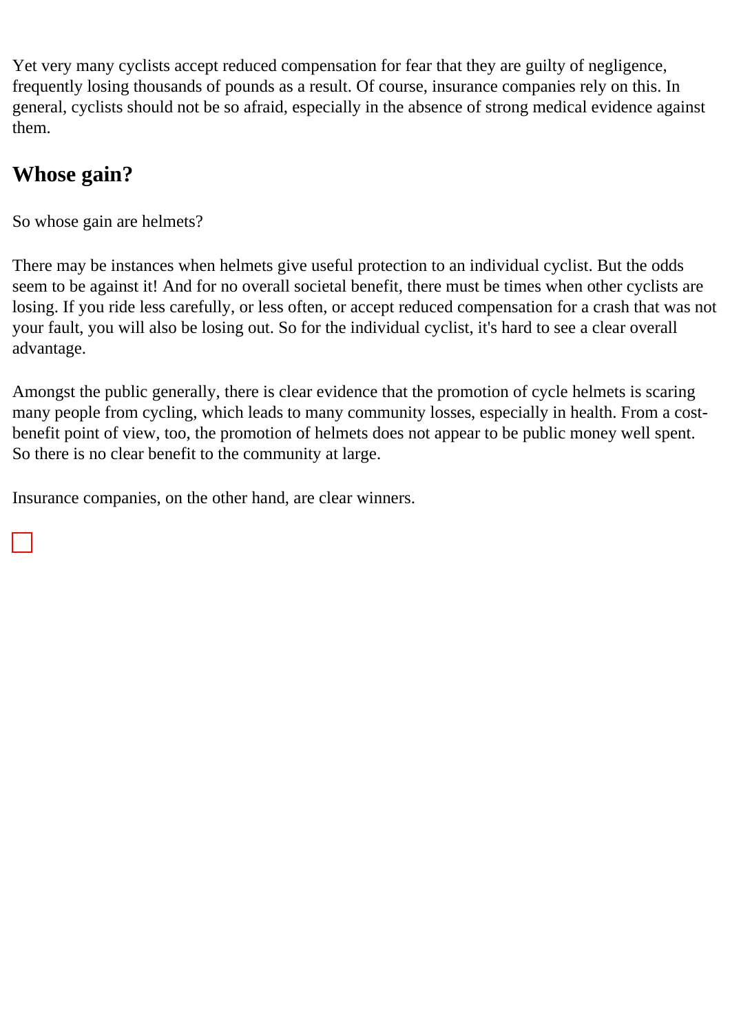Yet very many cyclists accept reduced compensation for fear that they are guilty of negligence, frequently losing thousands of pounds as a result. Of course, insurance companies rely on this. In general, cyclists should not be so afraid, especially in the absence of strong medical evidence against them.

## Whose gain?

So whose gain are helmets?

There may be instances when helmets give useful protection to an individual cyclist. But the odds seem to be against it! And for no overall societal benefit, there must be times when other cyclists are losing. If you ride less carefully, or less often, or accept reduced compensation for a crash that was not your fault, you will also be losing out. So for the individual cyclist, it's hard to see a clear overall advantage.

Amongst the public generally, there is clear evidence that the promotion of cycle helmets is scaring many people from cycling, which leads to many community losses, especially in health. From a cost-benefit point of view, too, the promotion of helmets does not appear to be public money well spent. So there is no clear benefit to the community at large.

Insurance companies, on the other hand, are clear winners.